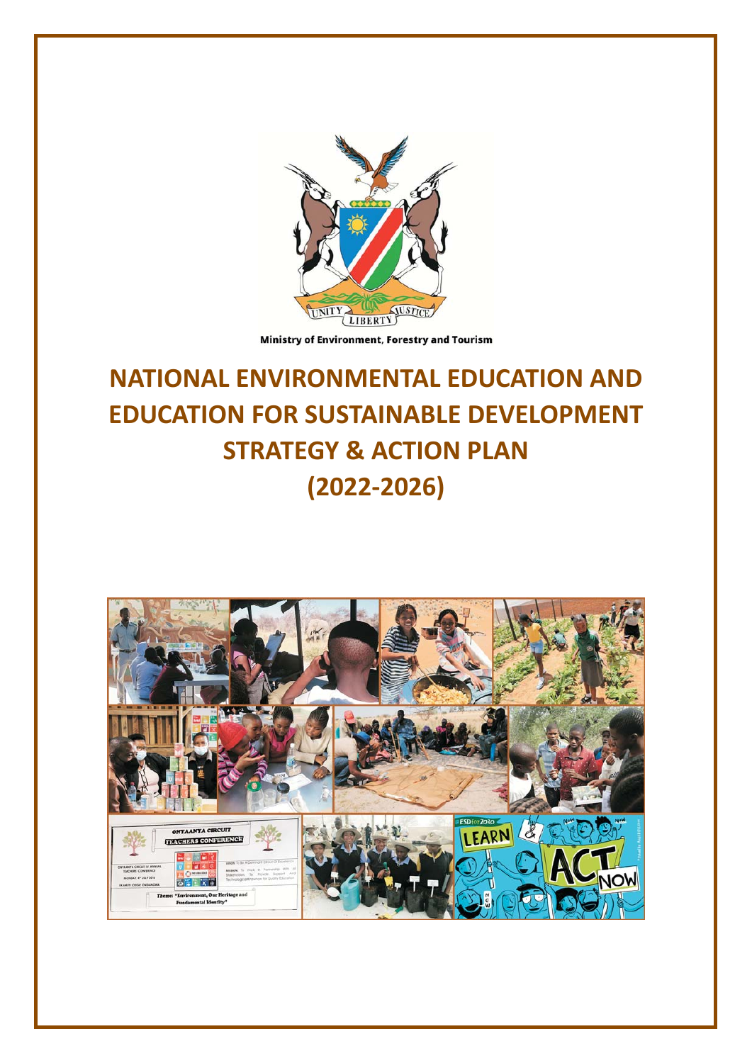Ministry of Environment, Forestry and Tourism

# NATIONAL ENVIRONMENTAL EDUCATION AND EDUCATION FOR SUSTAINABLE DEVELOPMENT STRATEGY & ACTION PLAN (2022-2026)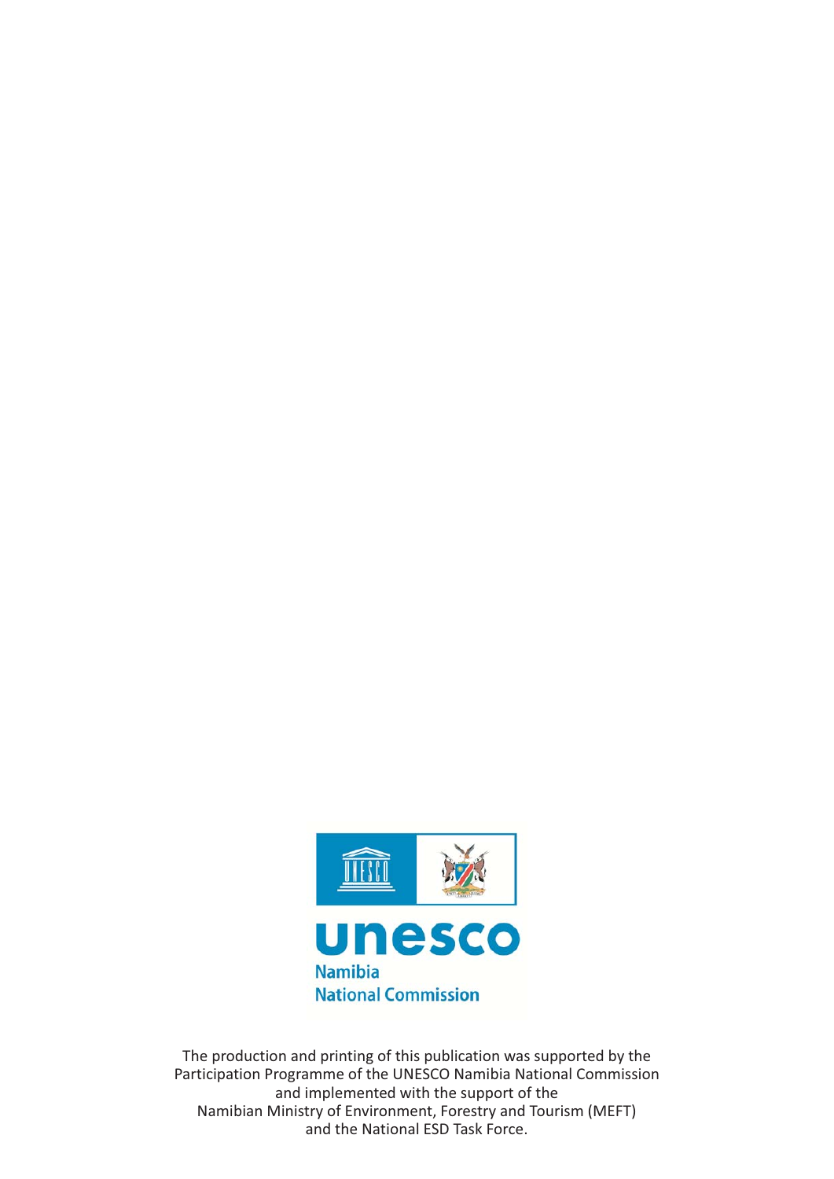unesco
Namibia
National Commission

The production and printing of this publication was supported by the Participation Programme of the UNESCO Namibia National Commission and implemented with the support of the Namibian Ministry of Environment, Forestry and Tourism (MEFT) and the National ESD Task Force.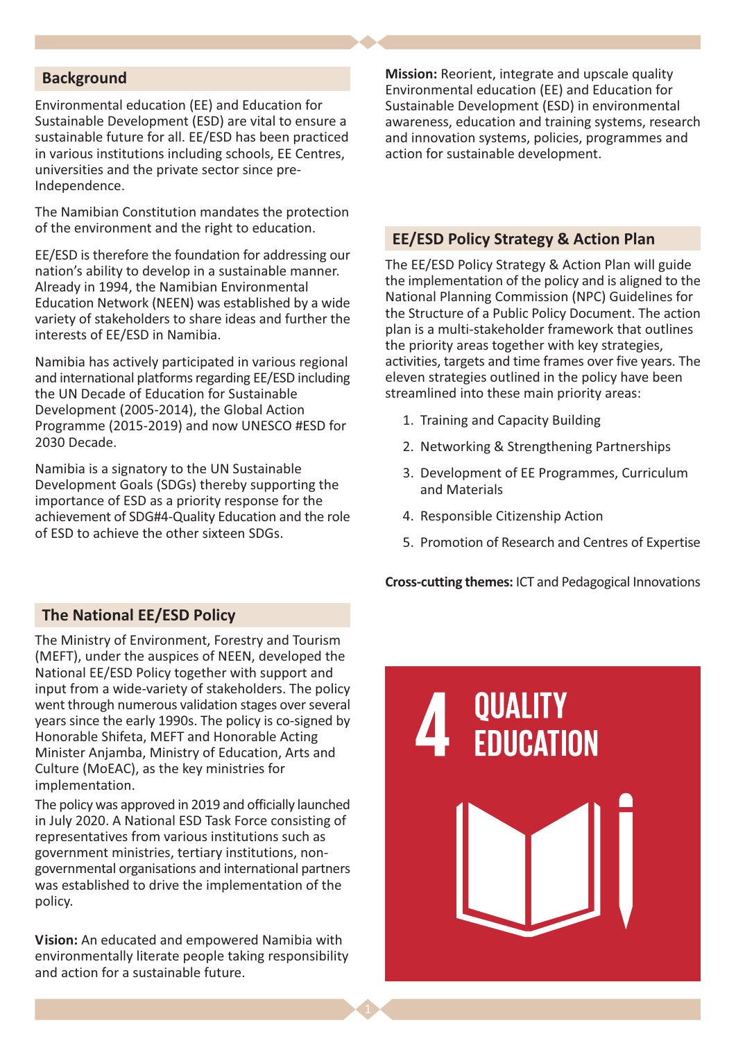## Background

Environmental education (EE) and Education for Sustainable Development (ESD) are vital to ensure a sustainable future for all. EE/ESD has been practiced in various institutions including schools, EE Centres, universities and the private sector since pre-Independence.

The Namibian Constitution mandates the protection of the environment and the right to education.

EE/ESD is therefore the foundation for addressing our nation's ability to develop in a sustainable manner. Already in 1994, the Namibian Environmental Education Network (NEEN) was established by a wide variety of stakeholders to share ideas and further the interests of EE/ESD in Namibia.

Namibia has actively participated in various regional and international platforms regarding EE/ESD including the UN Decade of Education for Sustainable Development (2005-2014), the Global Action Programme (2015-2019) and now UNESCO #ESD for 2030 Decade.

Namibia is a signatory to the UN Sustainable Development Goals (SDGs) thereby supporting the importance of ESD as a priority response for the achievement of SDG#4-Quality Education and the role of ESD to achieve the other sixteen SDGs.

## The National EE/ESD Policy

The Ministry of Environment, Forestry and Tourism (MEFT), under the auspices of NEEN, developed the National EE/ESD Policy together with support and input from a wide-variety of stakeholders. The policy went through numerous validation stages over several years since the early 1990s. The policy is co-signed by Honorable Shifeta, MEFT and Honorable Acting Minister Anjamba, Ministry of Education, Arts and Culture (MoEAC), as the key ministries for implementation.

The policy was approved in 2019 and officially launched in July 2020. A National ESD Task Force consisting of representatives from various institutions such as government ministries, tertiary institutions, non-governmental organisations and international partners was established to drive the implementation of the policy.

**Vision:** An educated and empowered Namibia with environmentally literate people taking responsibility and action for a sustainable future.

**Mission:** Reorient, integrate and upscale quality Environmental education (EE) and Education for Sustainable Development (ESD) in environmental awareness, education and training systems, research and innovation systems, policies, programmes and action for sustainable development.

## EE/ESD Policy Strategy & Action Plan

The EE/ESD Policy Strategy & Action Plan will guide the implementation of the policy and is aligned to the National Planning Commission (NPC) Guidelines for the Structure of a Public Policy Document. The action plan is a multi-stakeholder framework that outlines the priority areas together with key strategies, activities, targets and time frames over five years. The eleven strategies outlined in the policy have been streamlined into these main priority areas:

1. Training and Capacity Building
2. Networking & Strengthening Partnerships
3. Development of EE Programmes, Curriculum and Materials
4. Responsible Citizenship Action
5. Promotion of Research and Centres of Expertise

**Cross-cutting themes:** ICT and Pedagogical Innovations

4 QUALITY EDUCATION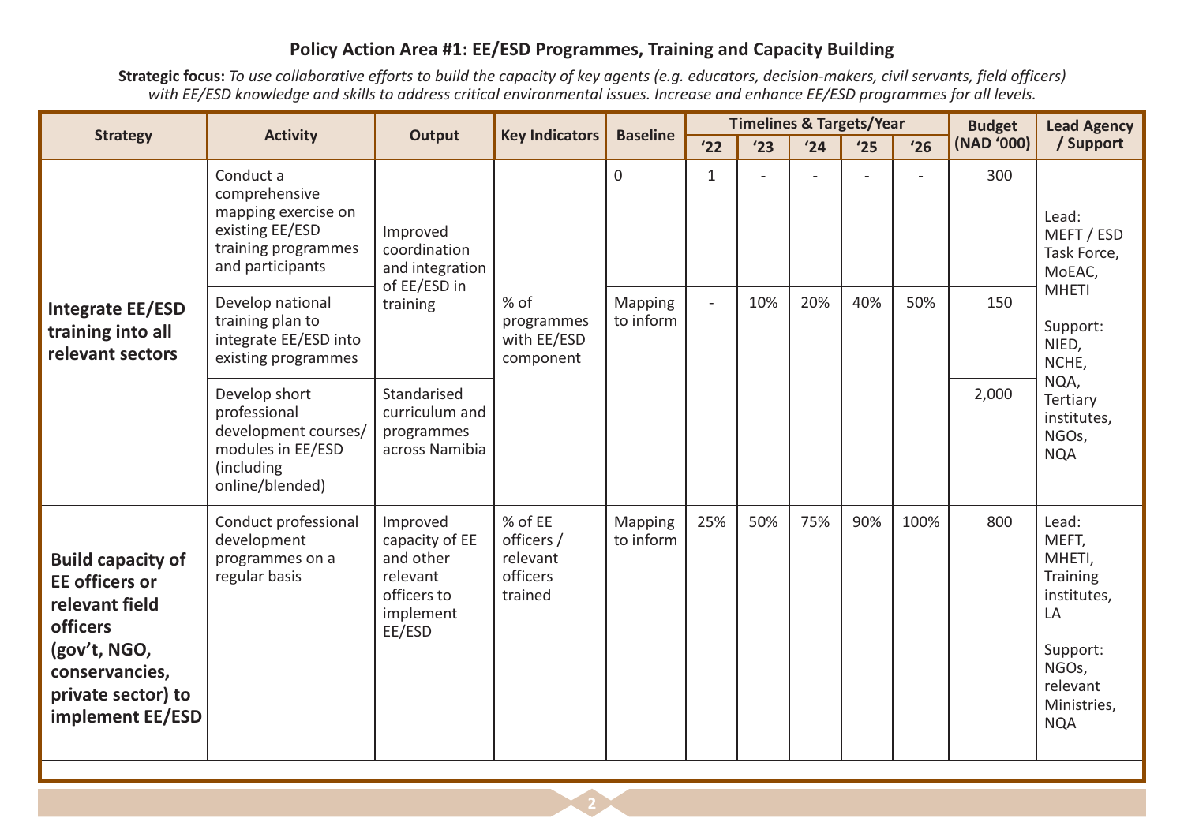### Policy Action Area #1: EE/ESD Programmes, Training and Capacity Building

**Strategic focus:** *To use collaborative efforts to build the capacity of key agents (e.g. educators, decision-makers, civil servants, field officers) with EE/ESD knowledge and skills to address critical environmental issues. Increase and enhance EE/ESD programmes for all levels.*

| Strategy | Activity | Output | Key Indicators | Baseline | Timelines & Targets/Year | | | | | Budget (NAD '000) | Lead Agency / Support |
|---|---|---|---|---|---|---|---|---|---|---|---|
| | | | | | '22 | '23 | '24 | '25 | '26 | | |
| **Integrate EE/ESD training into all relevant sectors** | Conduct a comprehensive mapping exercise on existing EE/ESD training programmes and participants | Improved coordination and integration of EE/ESD in training | % of programmes with EE/ESD component | 0 | 1 | - | - | - | - | 300 | Lead: MEFT / ESD Task Force, MoEAC, MHETI<br><br>Support: NIED, NCHE, NQA, Tertiary institutes, NGOs, NQA |
| | Develop national training plan to integrate EE/ESD into existing programmes | | | Mapping to inform | - | 10% | 20% | 40% | 50% | 150 | |
| | Develop short professional development courses/ modules in EE/ESD (including online/blended) | Standarised curriculum and programmes across Namibia | | | | | | | | 2,000 | |
| **Build capacity of EE officers or relevant field officers (gov't, NGO, conservancies, private sector) to implement EE/ESD** | Conduct professional development programmes on a regular basis | Improved capacity of EE and other relevant officers to implement EE/ESD | % of EE officers / relevant officers trained | Mapping to inform | 25% | 50% | 75% | 90% | 100% | 800 | Lead: MEFT, MHETI, Training institutes, LA<br><br>Support: NGOs, relevant Ministries, NQA |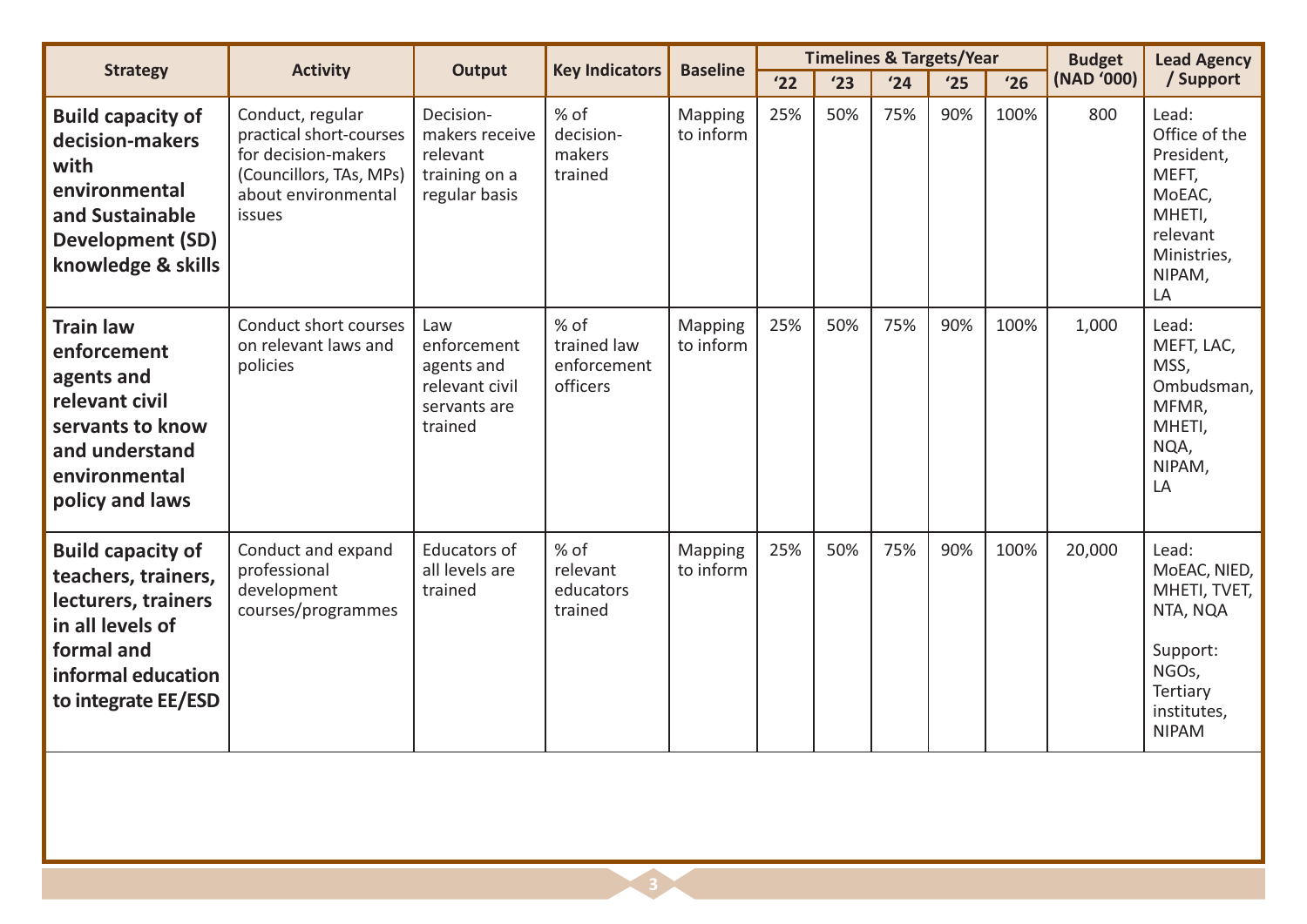| Strategy | Activity | Output | Key Indicators | Baseline | Timelines & Targets/Year | | | | | Budget (NAD '000) | Lead Agency / Support |
|---|---|---|---|---|---|---|---|---|---|---|---|
| | | | | | '22 | '23 | '24 | '25 | '26 | | |
| **Build capacity of decision-makers with environmental and Sustainable Development (SD) knowledge & skills** | Conduct, regular practical short-courses for decision-makers (Councillors, TAs, MPs) about environmental issues | Decision-makers receive relevant training on a regular basis | % of decision-makers trained | Mapping to inform | 25% | 50% | 75% | 90% | 100% | 800 | Lead: Office of the President, MEFT, MoEAC, MHETI, relevant Ministries, NIPAM, LA |
| **Train law enforcement agents and relevant civil servants to know and understand environmental policy and laws** | Conduct short courses on relevant laws and policies | Law enforcement agents and relevant civil servants are trained | % of trained law enforcement officers | Mapping to inform | 25% | 50% | 75% | 90% | 100% | 1,000 | Lead: MEFT, LAC, MSS, Ombudsman, MFMR, MHETI, NQA, NIPAM, LA |
| **Build capacity of teachers, trainers, lecturers, trainers in all levels of formal and informal education to integrate EE/ESD** | Conduct and expand professional development courses/programmes | Educators of all levels are trained | % of relevant educators trained | Mapping to inform | 25% | 50% | 75% | 90% | 100% | 20,000 | Lead: MoEAC, NIED, MHETI, TVET, NTA, NQA<br><br>Support: NGOs, Tertiary institutes, NIPAM |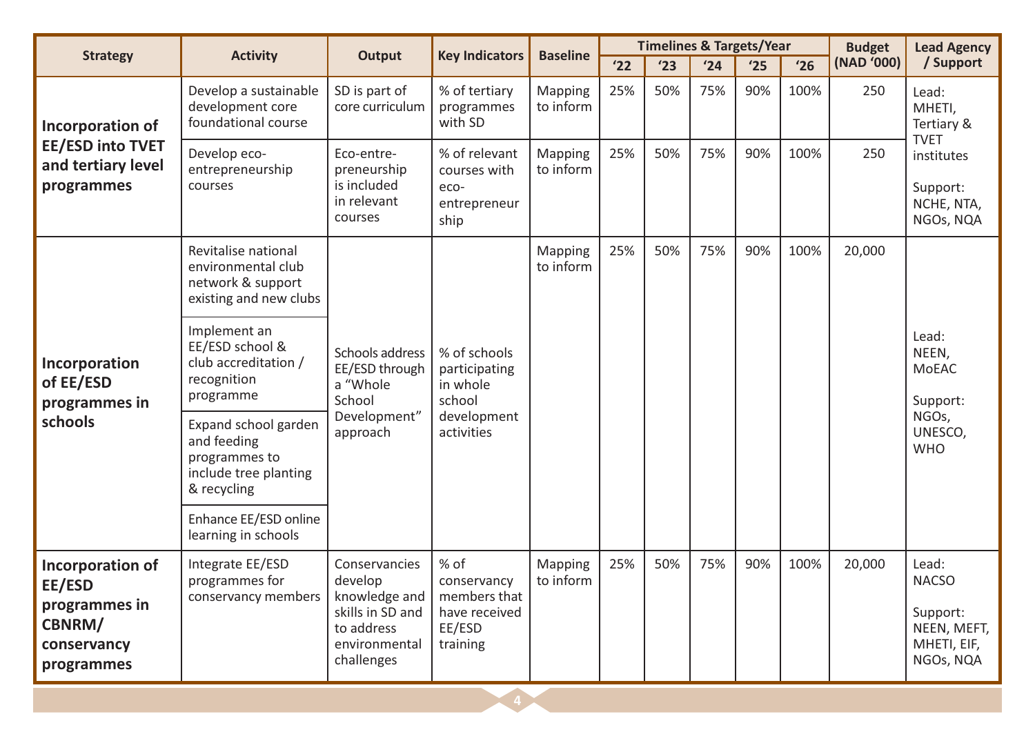| Strategy | Activity | Output | Key Indicators | Baseline | Timelines & Targets/Year | | | | | Budget (NAD '000) | Lead Agency / Support |
|---|---|---|---|---|---|---|---|---|---|---|---|
| | | | | | '22 | '23 | '24 | '25 | '26 | | |
| **Incorporation of EE/ESD into TVET and tertiary level programmes** | Develop a sustainable development core foundational course | SD is part of core curriculum | % of tertiary programmes with SD | Mapping to inform | 25% | 50% | 75% | 90% | 100% | 250 | Lead: MHETI, Tertiary & TVET institutes<br><br>Support: NCHE, NTA, NGOs, NQA |
| | Develop eco-entrepreneurship courses | Eco-entre-preneurship is included in relevant courses | % of relevant courses with eco-entrepreneurship | Mapping to inform | 25% | 50% | 75% | 90% | 100% | 250 | |
| **Incorporation of EE/ESD programmes in schools** | Revitalise national environmental club network & support existing and new clubs | Schools address EE/ESD through a "Whole School Development" approach | % of schools participating in whole school development activities | Mapping to inform | 25% | 50% | 75% | 90% | 100% | 20,000 | Lead: NEEN, MoEAC<br><br>Support: NGOs, UNESCO, WHO |
| | Implement an EE/ESD school & club accreditation / recognition programme | | | | | | | | | | |
| | Expand school garden and feeding programmes to include tree planting & recycling | | | | | | | | | | |
| | Enhance EE/ESD online learning in schools | | | | | | | | | | |
| **Incorporation of EE/ESD programmes in CBNRM/ conservancy programmes** | Integrate EE/ESD programmes for conservancy members | Conservancies develop knowledge and skills in SD and to address environmental challenges | % of conservancy members that have received EE/ESD training | Mapping to inform | 25% | 50% | 75% | 90% | 100% | 20,000 | Lead: NACSO<br><br>Support: NEEN, MEFT, MHETI, EIF, NGOs, NQA |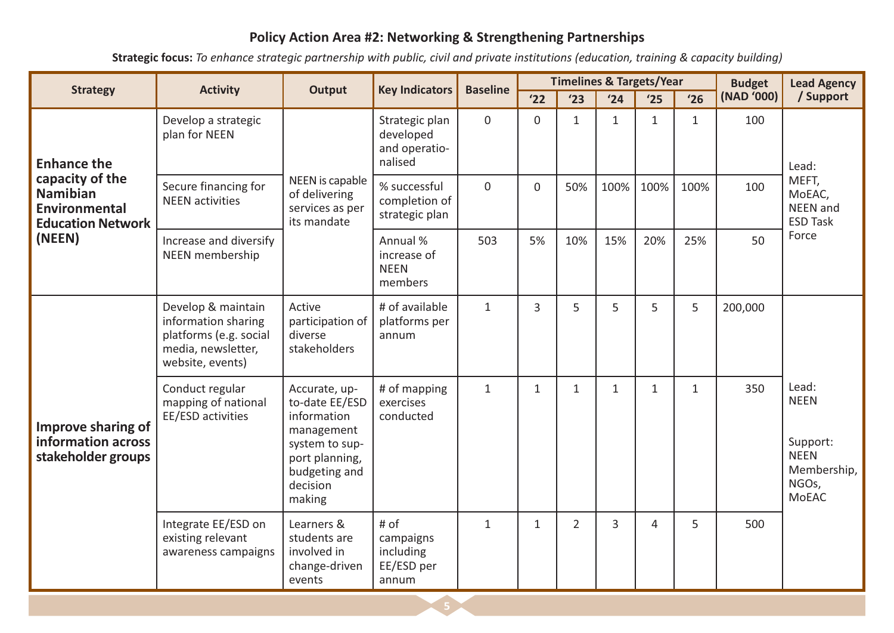## Policy Action Area #2: Networking & Strengthening Partnerships

**Strategic focus:** *To enhance strategic partnership with public, civil and private institutions (education, training & capacity building)*

| Strategy | Activity | Output | Key Indicators | Baseline | Timelines & Targets/Year | | | | | Budget (NAD '000) | Lead Agency / Support |
|---|---|---|---|---|---|---|---|---|---|---|---|
| | | | | | '22 | '23 | '24 | '25 | '26 | | |
| **Enhance the capacity of the Namibian Environmental Education Network (NEEN)** | Develop a strategic plan for NEEN | NEEN is capable of delivering services as per its mandate | Strategic plan developed and operationalised | 0 | 0 | 1 | 1 | 1 | 1 | 100 | Lead: MEFT, MoEAC, NEEN and ESD Task Force |
| | Secure financing for NEEN activities | | % successful completion of strategic plan | 0 | 0 | 50% | 100% | 100% | 100% | 100 | |
| | Increase and diversify NEEN membership | | Annual % increase of NEEN members | 503 | 5% | 10% | 15% | 20% | 25% | 50 | |
| **Improve sharing of information across stakeholder groups** | Develop & maintain information sharing platforms (e.g. social media, newsletter, website, events) | Active participation of diverse stakeholders | # of available platforms per annum | 1 | 3 | 5 | 5 | 5 | 5 | 200,000 | Lead: NEEN<br><br>Support: NEEN Membership, NGOs, MoEAC |
| | Conduct regular mapping of national EE/ESD activities | Accurate, up-to-date EE/ESD information management system to support planning, budgeting and decision making | # of mapping exercises conducted | 1 | 1 | 1 | 1 | 1 | 1 | 350 | |
| | Integrate EE/ESD on existing relevant awareness campaigns | Learners & students are involved in change-driven events | # of campaigns including EE/ESD per annum | 1 | 1 | 2 | 3 | 4 | 5 | 500 | |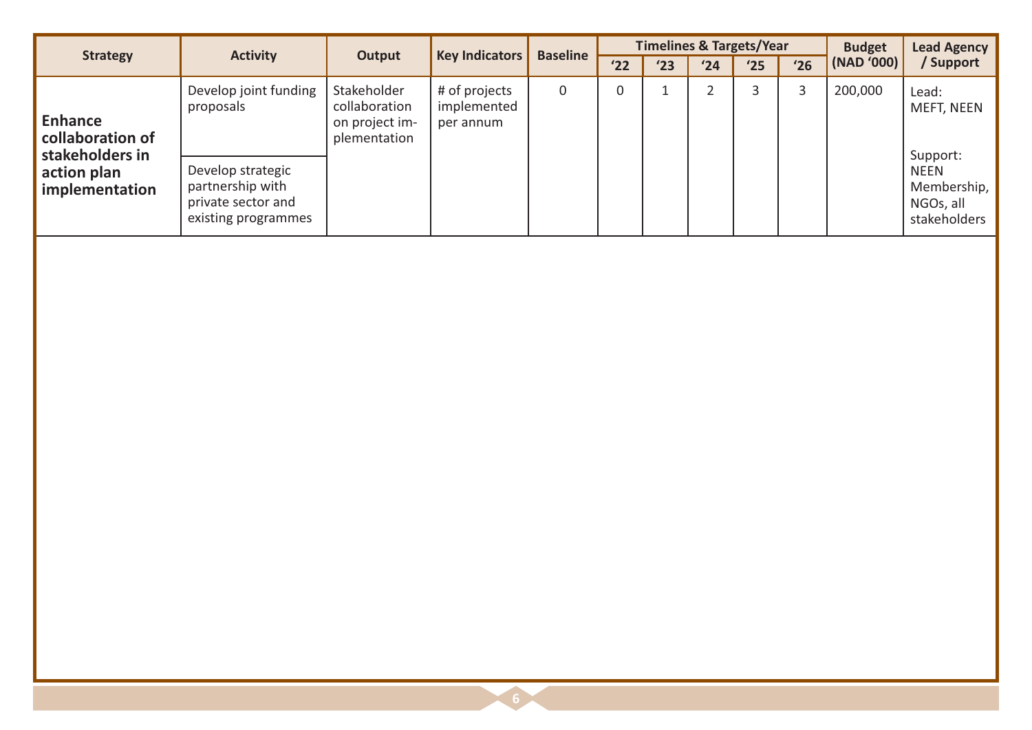| Strategy | Activity | Output | Key Indicators | Baseline | Timelines & Targets/Year | | | | | Budget (NAD '000) | Lead Agency / Support |
|---|---|---|---|---|---|---|---|---|---|---|---|
| | | | | | '22 | '23 | '24 | '25 | '26 | | |
| **Enhance collaboration of stakeholders in action plan implementation** | Develop joint funding proposals | Stakeholder collaboration on project implementation | # of projects implemented per annum | 0 | 0 | 1 | 2 | 3 | 3 | 200,000 | Lead: MEFT, NEEN<br><br>Support: NEEN Membership, NGOs, all stakeholders |
| | Develop strategic partnership with private sector and existing programmes | | | | | | | | | | |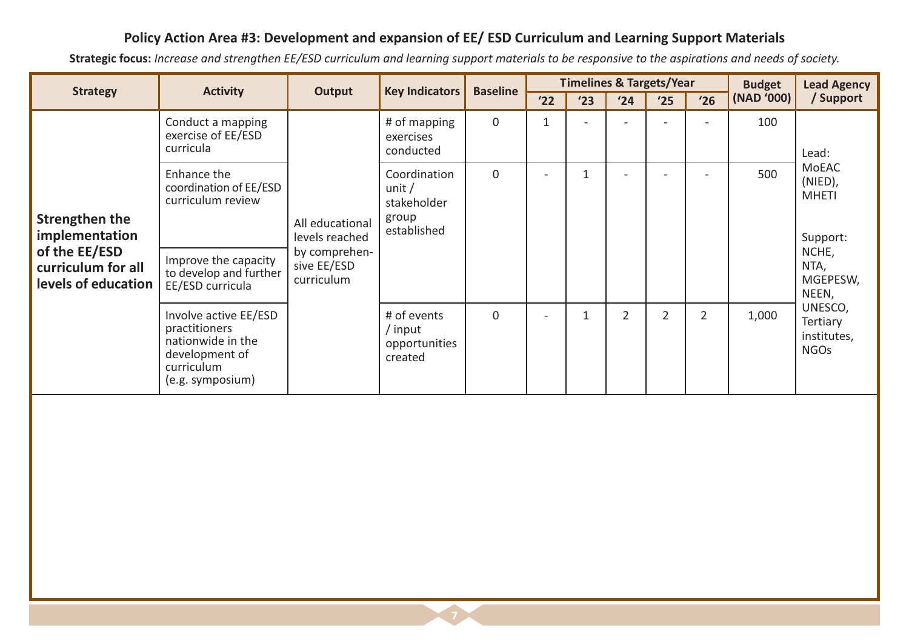**Policy Action Area #3: Development and expansion of EE/ ESD Curriculum and Learning Support Materials**

**Strategic focus:** *Increase and strengthen EE/ESD curriculum and learning support materials to be responsive to the aspirations and needs of society.*

| Strategy | Activity | Output | Key Indicators | Baseline | Timelines & Targets/Year | | | | | Budget (NAD '000) | Lead Agency / Support |
|---|---|---|---|---|---|---|---|---|---|---|---|
| | | | | | '22 | '23 | '24 | '25 | '26 | | |
| **Strengthen the implementation of the EE/ESD curriculum for all levels of education** | Conduct a mapping exercise of EE/ESD curricula | All educational levels reached by comprehensive EE/ESD curriculum | # of mapping exercises conducted | 0 | 1 | - | - | - | - | 100 | Lead: MoEAC (NIED), MHETI<br><br>Support: NCHE, NTA, MGEPESW, NEEN, UNESCO, Tertiary institutes, NGOs |
| | Enhance the coordination of EE/ESD curriculum review | | Coordination unit / stakeholder group established | 0 | - | 1 | - | - | - | 500 | |
| | Improve the capacity to develop and further EE/ESD curricula | | | | | | | | | | |
| | Involve active EE/ESD practitioners nationwide in the development of curriculum (e.g. symposium) | | # of events / input opportunities created | 0 | - | 1 | 2 | 2 | 2 | 1,000 | |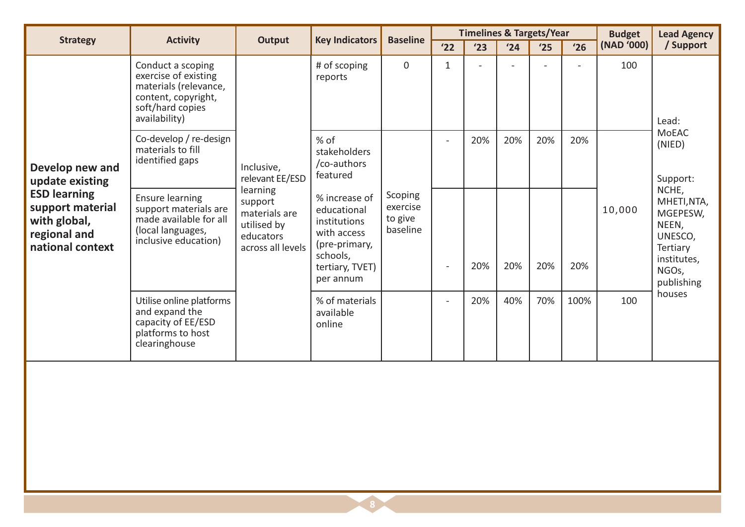| Strategy | Activity | Output | Key Indicators | Baseline | Timelines & Targets/Year | | | | | Budget (NAD '000) | Lead Agency / Support |
|---|---|---|---|---|---|---|---|---|---|---|---|
| | | | | | '22 | '23 | '24 | '25 | '26 | | |
| **Develop new and update existing ESD learning support material with global, regional and national context** | Conduct a scoping exercise of existing materials (relevance, content, copyright, soft/hard copies availability) | Inclusive, relevant EE/ESD learning support materials are utilised by educators across all levels | # of scoping reports | 0 | 1 | - | - | - | - | 100 | Lead: MoEAC (NIED)<br><br>Support: NCHE, MHETI,NTA, MGEPESW, NEEN, UNESCO, Tertiary institutes, NGOs, publishing houses |
| | Co-develop / re-design materials to fill identified gaps | | % of stakeholders /co-authors featured | Scoping exercise to give baseline | - | 20% | 20% | 20% | 20% | 10,000 | |
| | Ensure learning support materials are made available for all (local languages, inclusive education) | | % increase of educational institutions with access (pre-primary, schools, tertiary, TVET) per annum | | - | 20% | 20% | 20% | 20% | | |
| | Utilise online platforms and expand the capacity of EE/ESD platforms to host clearinghouse | | % of materials available online | | - | 20% | 40% | 70% | 100% | 100 | |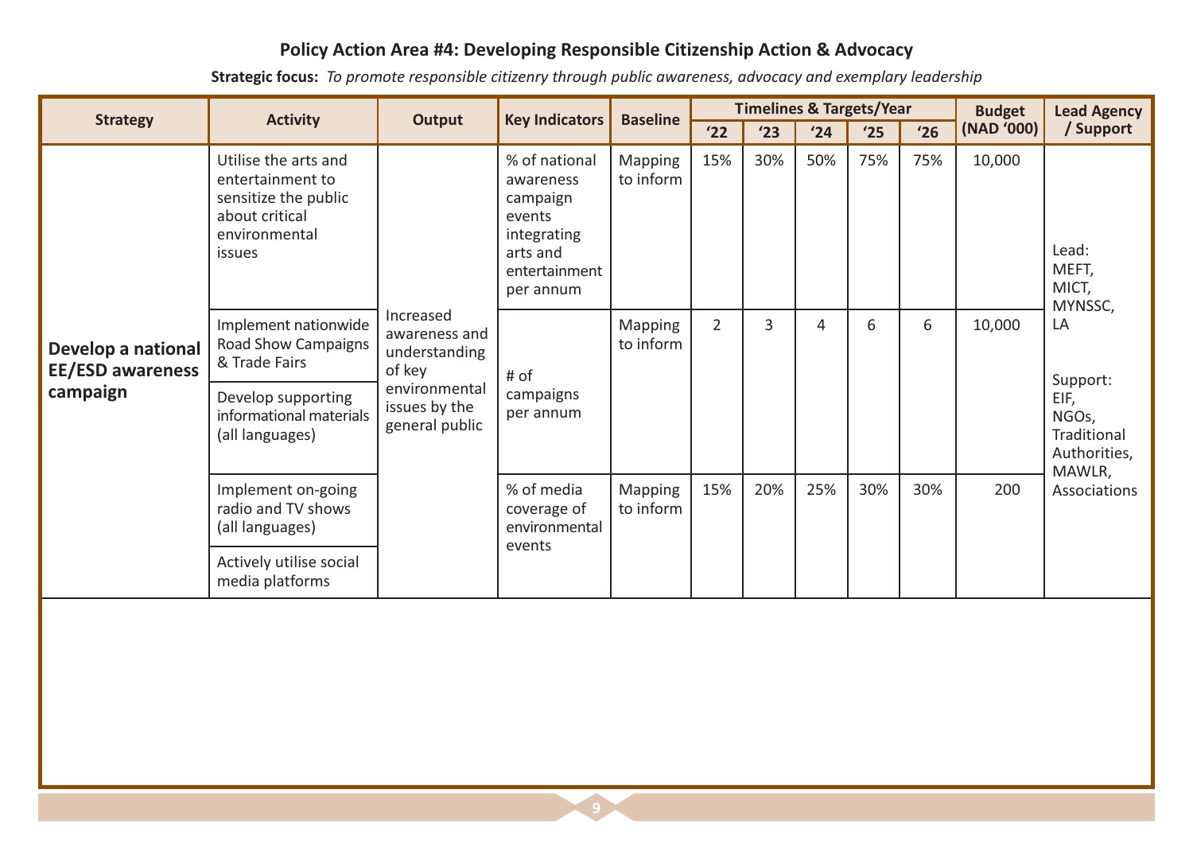### Policy Action Area #4: Developing Responsible Citizenship Action & Advocacy

**Strategic focus:** *To promote responsible citizenry through public awareness, advocacy and exemplary leadership*

| Strategy | Activity | Output | Key Indicators | Baseline | Timelines & Targets/Year | | | | | Budget (NAD '000) | Lead Agency / Support |
|---|---|---|---|---|---|---|---|---|---|---|---|
| | | | | | '22 | '23 | '24 | '25 | '26 | | |
| **Develop a national EE/ESD awareness campaign** | Utilise the arts and entertainment to sensitize the public about critical environmental issues | Increased awareness and understanding of key environmental issues by the general public | % of national awareness campaign events integrating arts and entertainment per annum | Mapping to inform | 15% | 30% | 50% | 75% | 75% | 10,000 | Lead: MEFT, MICT, MYNSSC, LA<br><br>Support: EIF, NGOs, Traditional Authorities, MAWLR, Associations |
| | Implement nationwide Road Show Campaigns & Trade Fairs | | # of campaigns per annum | Mapping to inform | 2 | 3 | 4 | 6 | 6 | 10,000 | |
| | Develop supporting informational materials (all languages) | | | | | | | | | | |
| | Implement on-going radio and TV shows (all languages) | | % of media coverage of environmental events | Mapping to inform | 15% | 20% | 25% | 30% | 30% | 200 | |
| | Actively utilise social media platforms | | | | | | | | | | |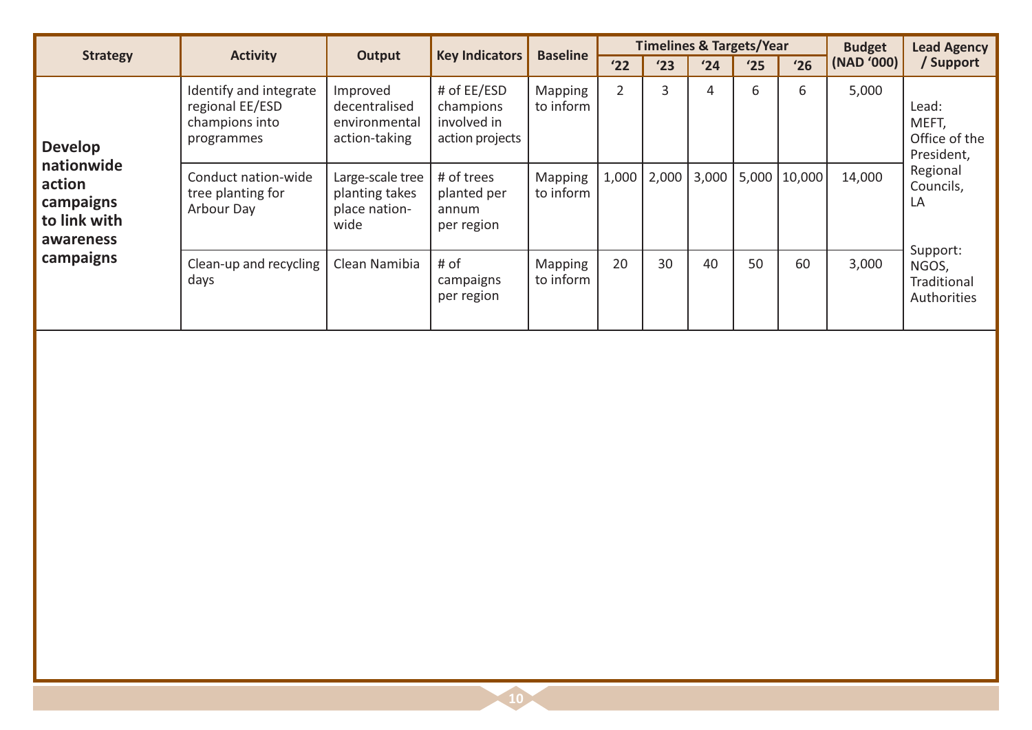| Strategy | Activity | Output | Key Indicators | Baseline | Timelines & Targets/Year | | | | | Budget (NAD '000) | Lead Agency / Support |
|---|---|---|---|---|---|---|---|---|---|---|---|
| | | | | | '22 | '23 | '24 | '25 | '26 | | |
| **Develop nationwide action campaigns to link with awareness campaigns** | Identify and integrate regional EE/ESD champions into programmes | Improved decentralised environmental action-taking | # of EE/ESD champions involved in action projects | Mapping to inform | 2 | 3 | 4 | 6 | 6 | 5,000 | Lead: MEFT, Office of the President, Regional Councils, LA<br><br>Support: NGOS, Traditional Authorities |
| | Conduct nation-wide tree planting for Arbour Day | Large-scale tree planting takes place nation-wide | # of trees planted per annum per region | Mapping to inform | 1,000 | 2,000 | 3,000 | 5,000 | 10,000 | 14,000 | |
| | Clean-up and recycling days | Clean Namibia | # of campaigns per region | Mapping to inform | 20 | 30 | 40 | 50 | 60 | 3,000 | |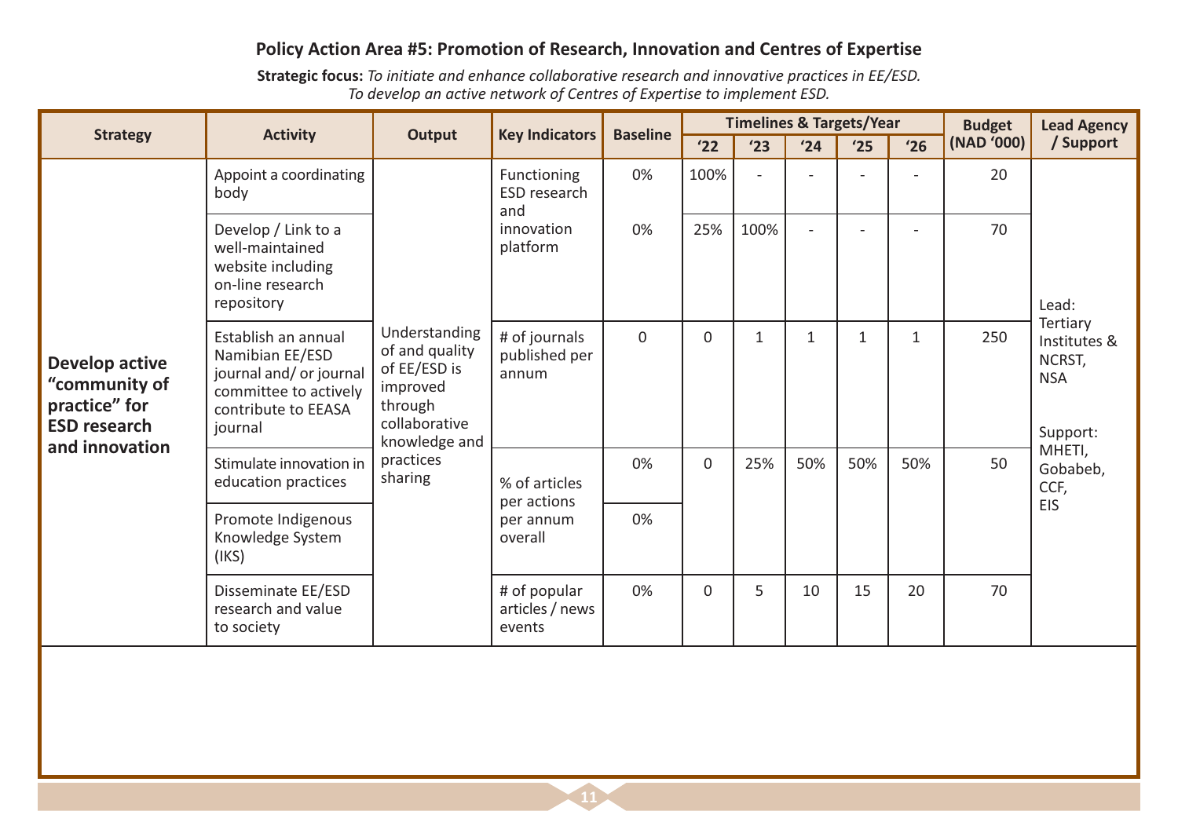### Policy Action Area #5: Promotion of Research, Innovation and Centres of Expertise

**Strategic focus:** *To initiate and enhance collaborative research and innovative practices in EE/ESD. To develop an active network of Centres of Expertise to implement ESD.*

| Strategy | Activity | Output | Key Indicators | Baseline | Timelines & Targets/Year | | | | | Budget (NAD '000) | Lead Agency / Support |
|---|---|---|---|---|---|---|---|---|---|---|---|
| | | | | | '22 | '23 | '24 | '25 | '26 | | |
| **Develop active "community of practice" for ESD research and innovation** | Appoint a coordinating body | Understanding of and quality of EE/ESD is improved through collaborative knowledge and practices sharing | Functioning ESD research and innovation platform | 0% | 100% | - | - | - | - | 20 | Lead: Tertiary Institutes & NCRST, NSA<br><br>Support: MHETI, Gobabeb, CCF, EIS |
| | Develop / Link to a well-maintained website including on-line research repository | | | 0% | 25% | 100% | - | - | - | 70 | |
| | Establish an annual Namibian EE/ESD journal and/ or journal committee to actively contribute to EEASA journal | | # of journals published per annum | 0 | 0 | 1 | 1 | 1 | 1 | 250 | |
| | Stimulate innovation in education practices | | % of articles per actions per annum overall | 0% | 0 | 25% | 50% | 50% | 50% | 50 | |
| | Promote Indigenous Knowledge System (IKS) | | | 0% | | | | | | | |
| | Disseminate EE/ESD research and value to society | | # of popular articles / news events | 0% | 0 | 5 | 10 | 15 | 20 | 70 | |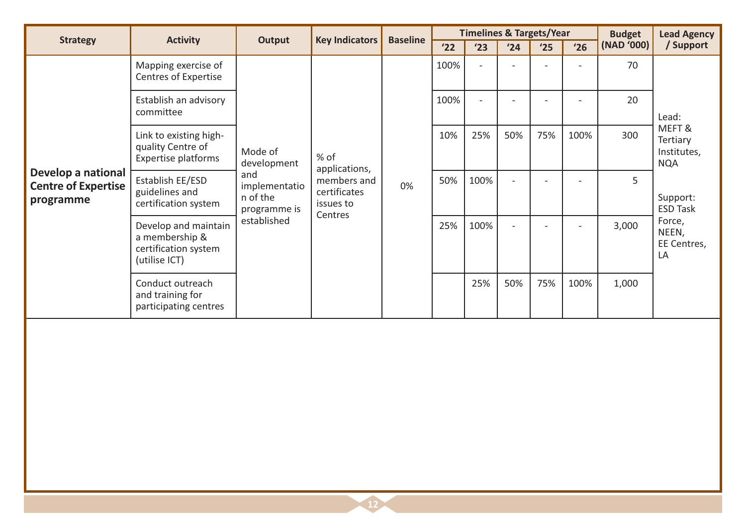| Strategy | Activity | Output | Key Indicators | Baseline | Timelines & Targets/Year | | | | | Budget (NAD '000) | Lead Agency / Support |
|---|---|---|---|---|---|---|---|---|---|---|---|
| | | | | | '22 | '23 | '24 | '25 | '26 | | |
| **Develop a national Centre of Expertise programme** | Mapping exercise of Centres of Expertise | Mode of development and implementation of the programme is established | % of applications, members and certificates issues to Centres | 0% | 100% | - | - | - | - | 70 | Lead: MEFT & Tertiary Institutes, NQA<br><br>Support: ESD Task Force, NEEN, EE Centres, LA |
| | Establish an advisory committee | | | | 100% | - | - | - | - | 20 | |
| | Link to existing high-quality Centre of Expertise platforms | | | | 10% | 25% | 50% | 75% | 100% | 300 | |
| | Establish EE/ESD guidelines and certification system | | | | 50% | 100% | - | - | - | 5 | |
| | Develop and maintain a membership & certification system (utilise ICT) | | | | 25% | 100% | - | - | - | 3,000 | |
| | Conduct outreach and training for participating centres | | | | | 25% | 50% | 75% | 100% | 1,000 | |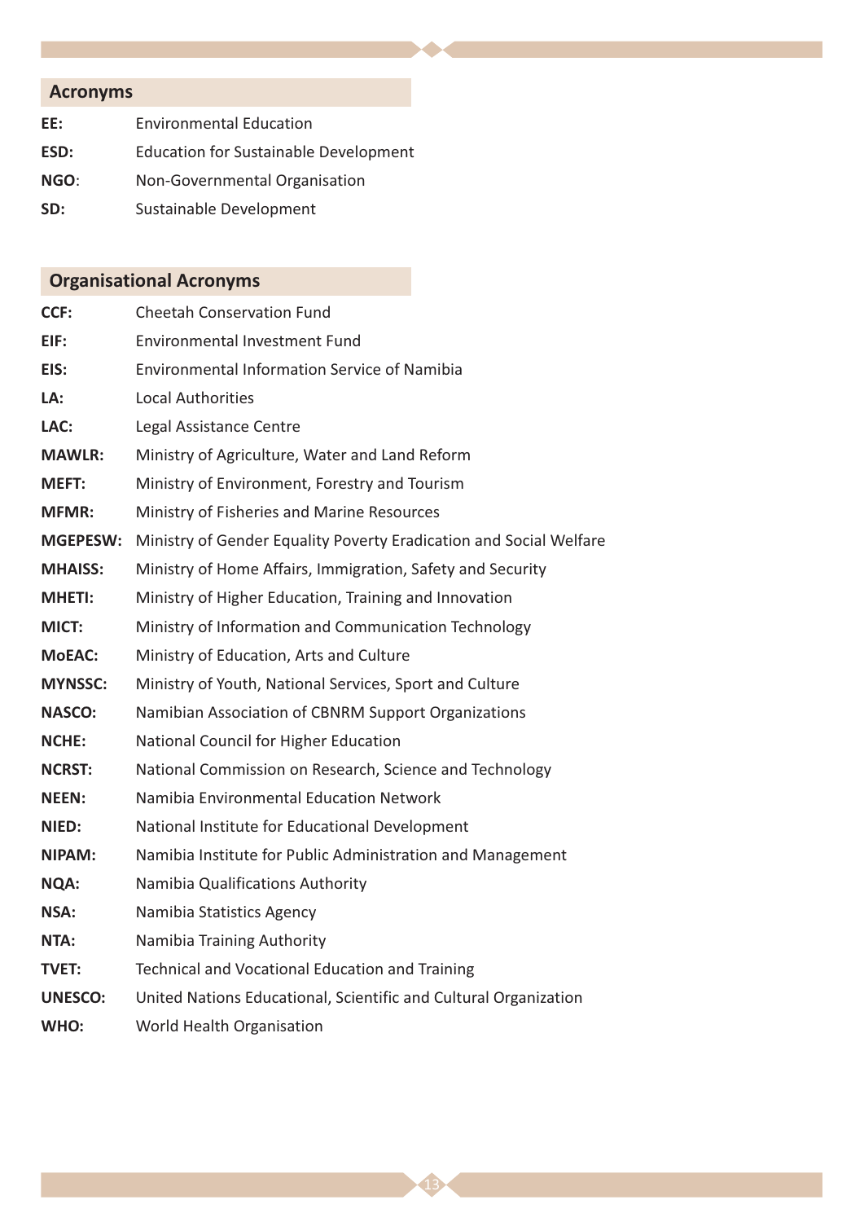## Acronyms

| | |
|---|---|
| **EE:** | Environmental Education |
| **ESD:** | Education for Sustainable Development |
| **NGO:** | Non-Governmental Organisation |
| **SD:** | Sustainable Development |

## Organisational Acronyms

| | |
|---|---|
| **CCF:** | Cheetah Conservation Fund |
| **EIF:** | Environmental Investment Fund |
| **EIS:** | Environmental Information Service of Namibia |
| **LA:** | Local Authorities |
| **LAC:** | Legal Assistance Centre |
| **MAWLR:** | Ministry of Agriculture, Water and Land Reform |
| **MEFT:** | Ministry of Environment, Forestry and Tourism |
| **MFMR:** | Ministry of Fisheries and Marine Resources |
| **MGEPESW:** | Ministry of Gender Equality Poverty Eradication and Social Welfare |
| **MHAISS:** | Ministry of Home Affairs, Immigration, Safety and Security |
| **MHETI:** | Ministry of Higher Education, Training and Innovation |
| **MICT:** | Ministry of Information and Communication Technology |
| **MoEAC:** | Ministry of Education, Arts and Culture |
| **MYNSSC:** | Ministry of Youth, National Services, Sport and Culture |
| **NASCO:** | Namibian Association of CBNRM Support Organizations |
| **NCHE:** | National Council for Higher Education |
| **NCRST:** | National Commission on Research, Science and Technology |
| **NEEN:** | Namibia Environmental Education Network |
| **NIED:** | National Institute for Educational Development |
| **NIPAM:** | Namibia Institute for Public Administration and Management |
| **NQA:** | Namibia Qualifications Authority |
| **NSA:** | Namibia Statistics Agency |
| **NTA:** | Namibia Training Authority |
| **TVET:** | Technical and Vocational Education and Training |
| **UNESCO:** | United Nations Educational, Scientific and Cultural Organization |
| **WHO:** | World Health Organisation |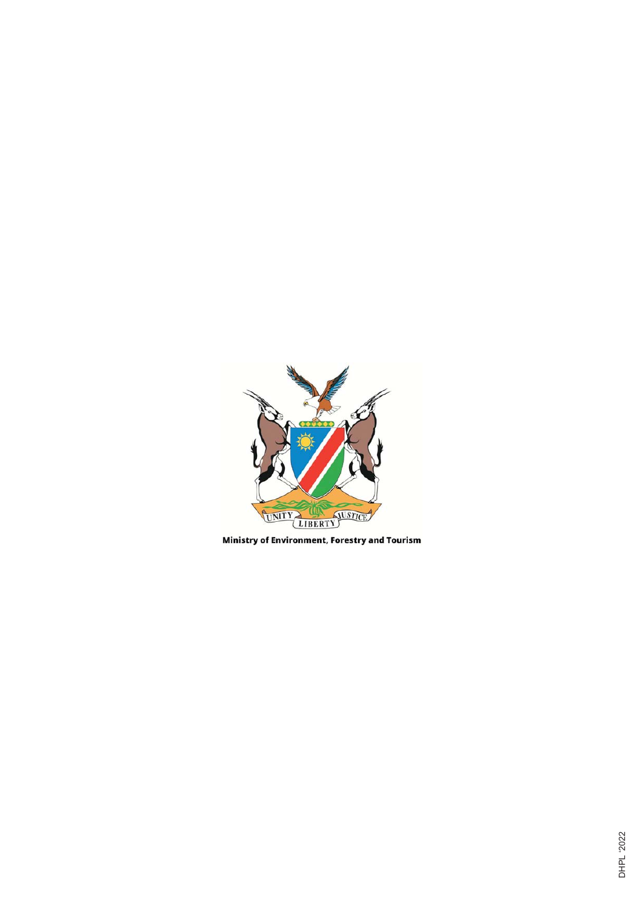Ministry of Environment, Forestry and Tourism

DHPL '2022